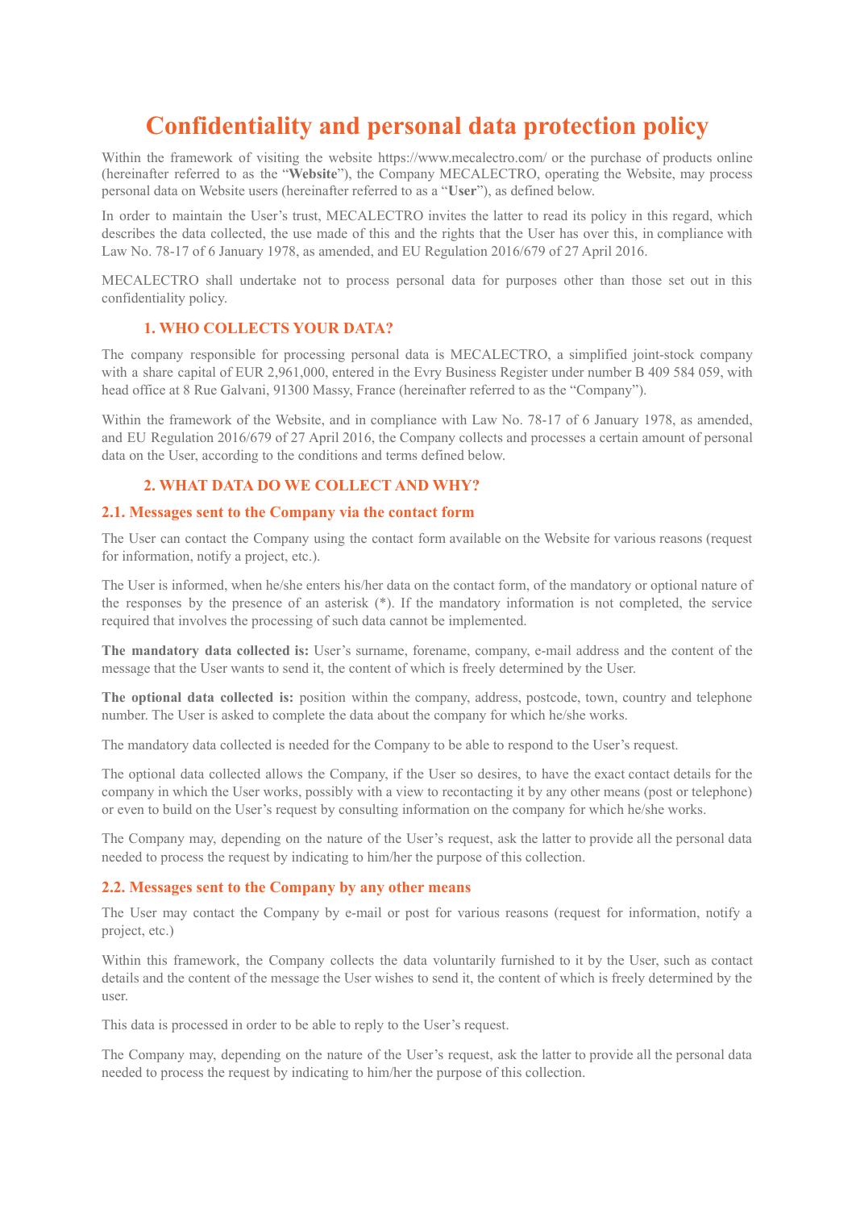# Confidentiality and personal data protection policy

Within the framework of visiting the website https://www.mecalectro.com/ or the purchase of products online (hereinafter referred to as the "**Website**"), the Company MECALECTRO, operating the Website, may process personal data on Website users (hereinafter referred to as a "**User**"), as defined below.

In order to maintain the User's trust, MECALECTRO invites the latter to read its policy in this regard, which describes the data collected, the use made of this and the rights that the User has over this, in compliance with Law No. 78-17 of 6 January 1978, as amended, and EU Regulation 2016/679 of 27 April 2016.

MECALECTRO shall undertake not to process personal data for purposes other than those set out in this confidentiality policy.

## 1. WHO COLLECTS YOUR DATA?

The company responsible for processing personal data is MECALECTRO, a simplified joint-stock company with a share capital of EUR 2,961,000, entered in the Evry Business Register under number B 409 584 059, with head office at 8 Rue Galvani, 91300 Massy, France (hereinafter referred to as the "Company").

Within the framework of the Website, and in compliance with Law No. 78-17 of 6 January 1978, as amended, and EU Regulation 2016/679 of 27 April 2016, the Company collects and processes a certain amount of personal data on the User, according to the conditions and terms defined below.

## 2. WHAT DATA DO WE COLLECT AND WHY?

### 2.1. Messages sent to the Company via the contact form

The User can contact the Company using the contact form available on the Website for various reasons (request for information, notify a project, etc.).

The User is informed, when he/she enters his/her data on the contact form, of the mandatory or optional nature of the responses by the presence of an asterisk (*). If the mandatory information is not completed, the service required that involves the processing of such data cannot be implemented.

**The mandatory data collected is:** User's surname, forename, company, e-mail address and the content of the message that the User wants to send it, the content of which is freely determined by the User.

**The optional data collected is:** position within the company, address, postcode, town, country and telephone number. The User is asked to complete the data about the company for which he/she works.

The mandatory data collected is needed for the Company to be able to respond to the User's request.

The optional data collected allows the Company, if the User so desires, to have the exact contact details for the company in which the User works, possibly with a view to recontacting it by any other means (post or telephone) or even to build on the User's request by consulting information on the company for which he/she works.

The Company may, depending on the nature of the User's request, ask the latter to provide all the personal data needed to process the request by indicating to him/her the purpose of this collection.

### 2.2. Messages sent to the Company by any other means

The User may contact the Company by e-mail or post for various reasons (request for information, notify a project, etc.)

Within this framework, the Company collects the data voluntarily furnished to it by the User, such as contact details and the content of the message the User wishes to send it, the content of which is freely determined by the user.

This data is processed in order to be able to reply to the User's request.

The Company may, depending on the nature of the User's request, ask the latter to provide all the personal data needed to process the request by indicating to him/her the purpose of this collection.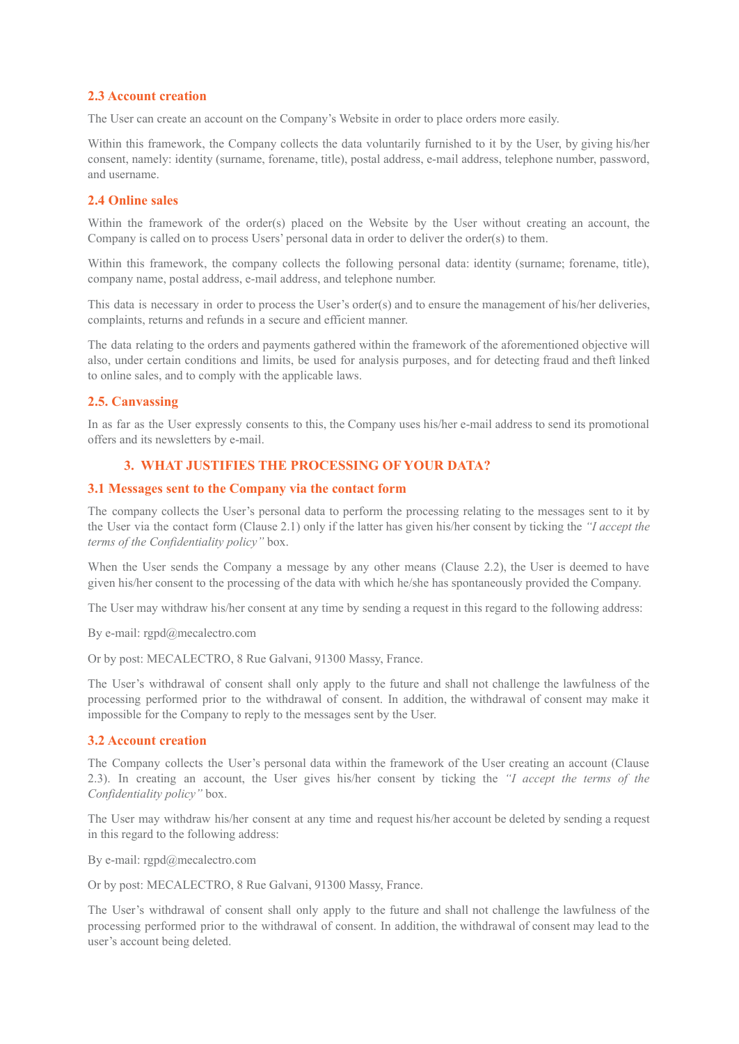### 2.3 Account creation

The User can create an account on the Company's Website in order to place orders more easily.

Within this framework, the Company collects the data voluntarily furnished to it by the User, by giving his/her consent, namely: identity (surname, forename, title), postal address, e-mail address, telephone number, password, and username.

### 2.4 Online sales

Within the framework of the order(s) placed on the Website by the User without creating an account, the Company is called on to process Users' personal data in order to deliver the order(s) to them.

Within this framework, the company collects the following personal data: identity (surname; forename, title), company name, postal address, e-mail address, and telephone number.

This data is necessary in order to process the User's order(s) and to ensure the management of his/her deliveries, complaints, returns and refunds in a secure and efficient manner.

The data relating to the orders and payments gathered within the framework of the aforementioned objective will also, under certain conditions and limits, be used for analysis purposes, and for detecting fraud and theft linked to online sales, and to comply with the applicable laws.

### 2.5. Canvassing

In as far as the User expressly consents to this, the Company uses his/her e-mail address to send its promotional offers and its newsletters by e-mail.

## 3. WHAT JUSTIFIES THE PROCESSING OF YOUR DATA?

### 3.1 Messages sent to the Company via the contact form

The company collects the User's personal data to perform the processing relating to the messages sent to it by the User via the contact form (Clause 2.1) only if the latter has given his/her consent by ticking the *"I accept the terms of the Confidentiality policy"* box.

When the User sends the Company a message by any other means (Clause 2.2), the User is deemed to have given his/her consent to the processing of the data with which he/she has spontaneously provided the Company.

The User may withdraw his/her consent at any time by sending a request in this regard to the following address:

By e-mail: rgpd@mecalectro.com

Or by post: MECALECTRO, 8 Rue Galvani, 91300 Massy, France.

The User's withdrawal of consent shall only apply to the future and shall not challenge the lawfulness of the processing performed prior to the withdrawal of consent. In addition, the withdrawal of consent may make it impossible for the Company to reply to the messages sent by the User.

### 3.2 Account creation

The Company collects the User's personal data within the framework of the User creating an account (Clause 2.3). In creating an account, the User gives his/her consent by ticking the *"I accept the terms of the Confidentiality policy"* box.

The User may withdraw his/her consent at any time and request his/her account be deleted by sending a request in this regard to the following address:

By e-mail: rgpd@mecalectro.com

Or by post: MECALECTRO, 8 Rue Galvani, 91300 Massy, France.

The User's withdrawal of consent shall only apply to the future and shall not challenge the lawfulness of the processing performed prior to the withdrawal of consent. In addition, the withdrawal of consent may lead to the user's account being deleted.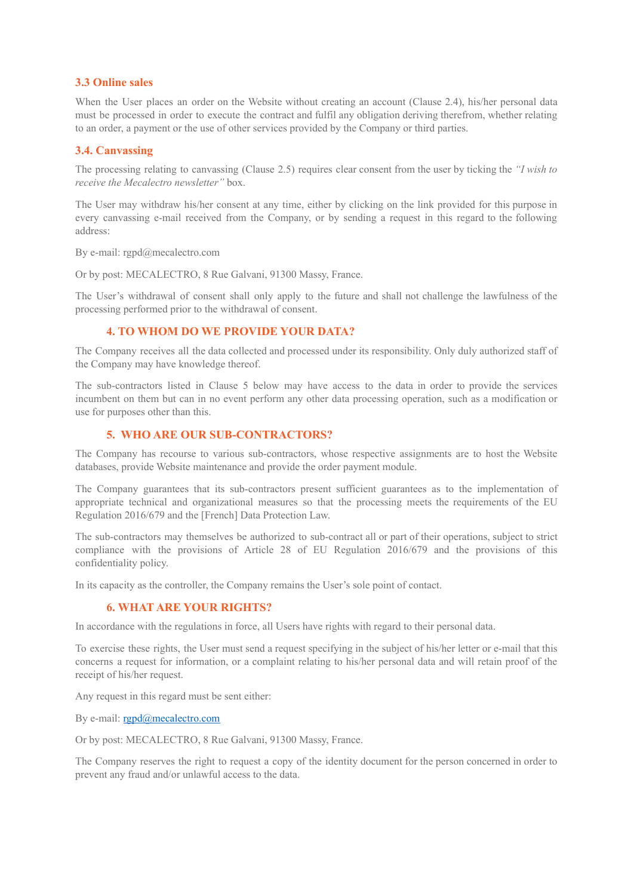### 3.3 Online sales

When the User places an order on the Website without creating an account (Clause 2.4), his/her personal data must be processed in order to execute the contract and fulfil any obligation deriving therefrom, whether relating to an order, a payment or the use of other services provided by the Company or third parties.

### 3.4. Canvassing

The processing relating to canvassing (Clause 2.5) requires clear consent from the user by ticking the *"I wish to receive the Mecalectro newsletter"* box.

The User may withdraw his/her consent at any time, either by clicking on the link provided for this purpose in every canvassing e-mail received from the Company, or by sending a request in this regard to the following address:

By e-mail: rgpd@mecalectro.com

Or by post: MECALECTRO, 8 Rue Galvani, 91300 Massy, France.

The User's withdrawal of consent shall only apply to the future and shall not challenge the lawfulness of the processing performed prior to the withdrawal of consent.

## 4. TO WHOM DO WE PROVIDE YOUR DATA?

The Company receives all the data collected and processed under its responsibility. Only duly authorized staff of the Company may have knowledge thereof.

The sub-contractors listed in Clause 5 below may have access to the data in order to provide the services incumbent on them but can in no event perform any other data processing operation, such as a modification or use for purposes other than this.

## 5. WHO ARE OUR SUB-CONTRACTORS?

The Company has recourse to various sub-contractors, whose respective assignments are to host the Website databases, provide Website maintenance and provide the order payment module.

The Company guarantees that its sub-contractors present sufficient guarantees as to the implementation of appropriate technical and organizational measures so that the processing meets the requirements of the EU Regulation 2016/679 and the [French] Data Protection Law.

The sub-contractors may themselves be authorized to sub-contract all or part of their operations, subject to strict compliance with the provisions of Article 28 of EU Regulation 2016/679 and the provisions of this confidentiality policy.

In its capacity as the controller, the Company remains the User's sole point of contact.

## 6. WHAT ARE YOUR RIGHTS?

In accordance with the regulations in force, all Users have rights with regard to their personal data.

To exercise these rights, the User must send a request specifying in the subject of his/her letter or e-mail that this concerns a request for information, or a complaint relating to his/her personal data and will retain proof of the receipt of his/her request.

Any request in this regard must be sent either:

By e-mail: rgpd@mecalectro.com

Or by post: MECALECTRO, 8 Rue Galvani, 91300 Massy, France.

The Company reserves the right to request a copy of the identity document for the person concerned in order to prevent any fraud and/or unlawful access to the data.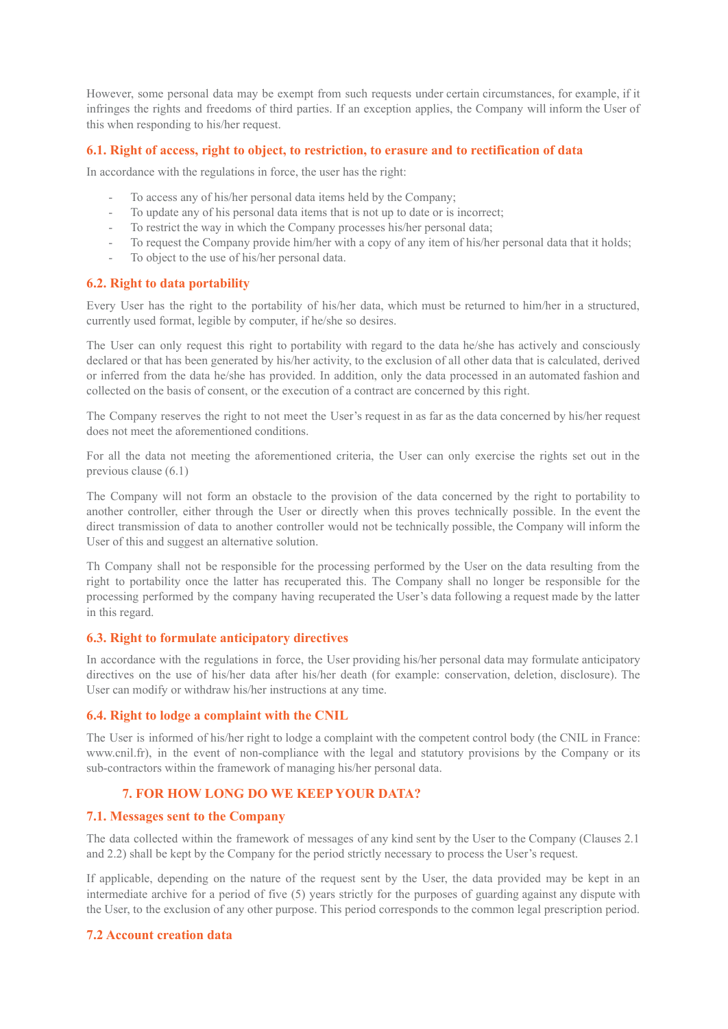However, some personal data may be exempt from such requests under certain circumstances, for example, if it infringes the rights and freedoms of third parties. If an exception applies, the Company will inform the User of this when responding to his/her request.

### 6.1. Right of access, right to object, to restriction, to erasure and to rectification of data

In accordance with the regulations in force, the user has the right:

- To access any of his/her personal data items held by the Company;
- To update any of his personal data items that is not up to date or is incorrect;
- To restrict the way in which the Company processes his/her personal data;
- To request the Company provide him/her with a copy of any item of his/her personal data that it holds;
- To object to the use of his/her personal data.

### 6.2. Right to data portability

Every User has the right to the portability of his/her data, which must be returned to him/her in a structured, currently used format, legible by computer, if he/she so desires.

The User can only request this right to portability with regard to the data he/she has actively and consciously declared or that has been generated by his/her activity, to the exclusion of all other data that is calculated, derived or inferred from the data he/she has provided. In addition, only the data processed in an automated fashion and collected on the basis of consent, or the execution of a contract are concerned by this right.

The Company reserves the right to not meet the User's request in as far as the data concerned by his/her request does not meet the aforementioned conditions.

For all the data not meeting the aforementioned criteria, the User can only exercise the rights set out in the previous clause (6.1)

The Company will not form an obstacle to the provision of the data concerned by the right to portability to another controller, either through the User or directly when this proves technically possible. In the event the direct transmission of data to another controller would not be technically possible, the Company will inform the User of this and suggest an alternative solution.

Th Company shall not be responsible for the processing performed by the User on the data resulting from the right to portability once the latter has recuperated this. The Company shall no longer be responsible for the processing performed by the company having recuperated the User's data following a request made by the latter in this regard.

### 6.3. Right to formulate anticipatory directives

In accordance with the regulations in force, the User providing his/her personal data may formulate anticipatory directives on the use of his/her data after his/her death (for example: conservation, deletion, disclosure). The User can modify or withdraw his/her instructions at any time.

### 6.4. Right to lodge a complaint with the CNIL

The User is informed of his/her right to lodge a complaint with the competent control body (the CNIL in France: www.cnil.fr), in the event of non-compliance with the legal and statutory provisions by the Company or its sub-contractors within the framework of managing his/her personal data.

## 7. FOR HOW LONG DO WE KEEP YOUR DATA?

### 7.1. Messages sent to the Company

The data collected within the framework of messages of any kind sent by the User to the Company (Clauses 2.1 and 2.2) shall be kept by the Company for the period strictly necessary to process the User's request.

If applicable, depending on the nature of the request sent by the User, the data provided may be kept in an intermediate archive for a period of five (5) years strictly for the purposes of guarding against any dispute with the User, to the exclusion of any other purpose. This period corresponds to the common legal prescription period.

### 7.2 Account creation data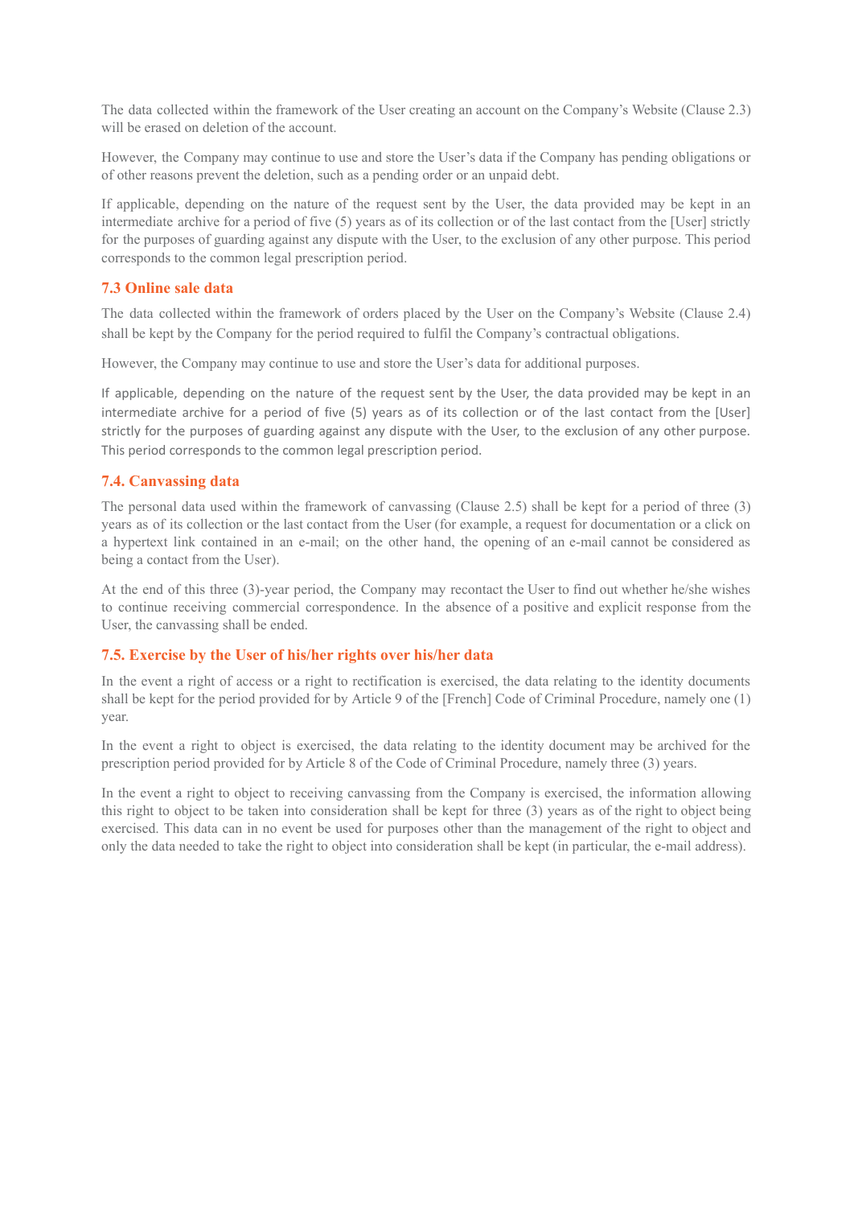The data collected within the framework of the User creating an account on the Company's Website (Clause 2.3) will be erased on deletion of the account.

However, the Company may continue to use and store the User's data if the Company has pending obligations or of other reasons prevent the deletion, such as a pending order or an unpaid debt.

If applicable, depending on the nature of the request sent by the User, the data provided may be kept in an intermediate archive for a period of five (5) years as of its collection or of the last contact from the [User] strictly for the purposes of guarding against any dispute with the User, to the exclusion of any other purpose. This period corresponds to the common legal prescription period.

### 7.3 Online sale data

The data collected within the framework of orders placed by the User on the Company's Website (Clause 2.4) shall be kept by the Company for the period required to fulfil the Company's contractual obligations.

However, the Company may continue to use and store the User's data for additional purposes.

If applicable, depending on the nature of the request sent by the User, the data provided may be kept in an intermediate archive for a period of five (5) years as of its collection or of the last contact from the [User] strictly for the purposes of guarding against any dispute with the User, to the exclusion of any other purpose. This period corresponds to the common legal prescription period.

### 7.4. Canvassing data

The personal data used within the framework of canvassing (Clause 2.5) shall be kept for a period of three (3) years as of its collection or the last contact from the User (for example, a request for documentation or a click on a hypertext link contained in an e-mail; on the other hand, the opening of an e-mail cannot be considered as being a contact from the User).

At the end of this three (3)-year period, the Company may recontact the User to find out whether he/she wishes to continue receiving commercial correspondence. In the absence of a positive and explicit response from the User, the canvassing shall be ended.

### 7.5. Exercise by the User of his/her rights over his/her data

In the event a right of access or a right to rectification is exercised, the data relating to the identity documents shall be kept for the period provided for by Article 9 of the [French] Code of Criminal Procedure, namely one (1) year.

In the event a right to object is exercised, the data relating to the identity document may be archived for the prescription period provided for by Article 8 of the Code of Criminal Procedure, namely three (3) years.

In the event a right to object to receiving canvassing from the Company is exercised, the information allowing this right to object to be taken into consideration shall be kept for three (3) years as of the right to object being exercised. This data can in no event be used for purposes other than the management of the right to object and only the data needed to take the right to object into consideration shall be kept (in particular, the e-mail address).